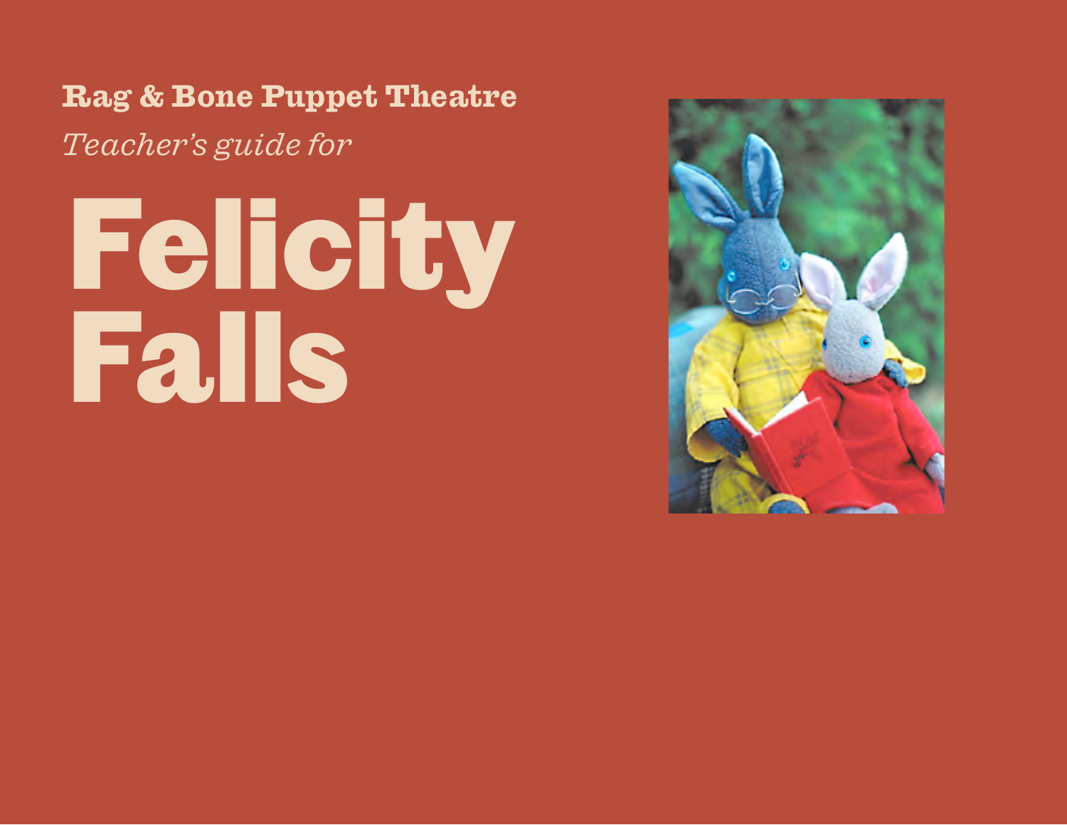**Rag & Bone Puppet Theatre**

*Teacher's guide for*

# Felicity Falls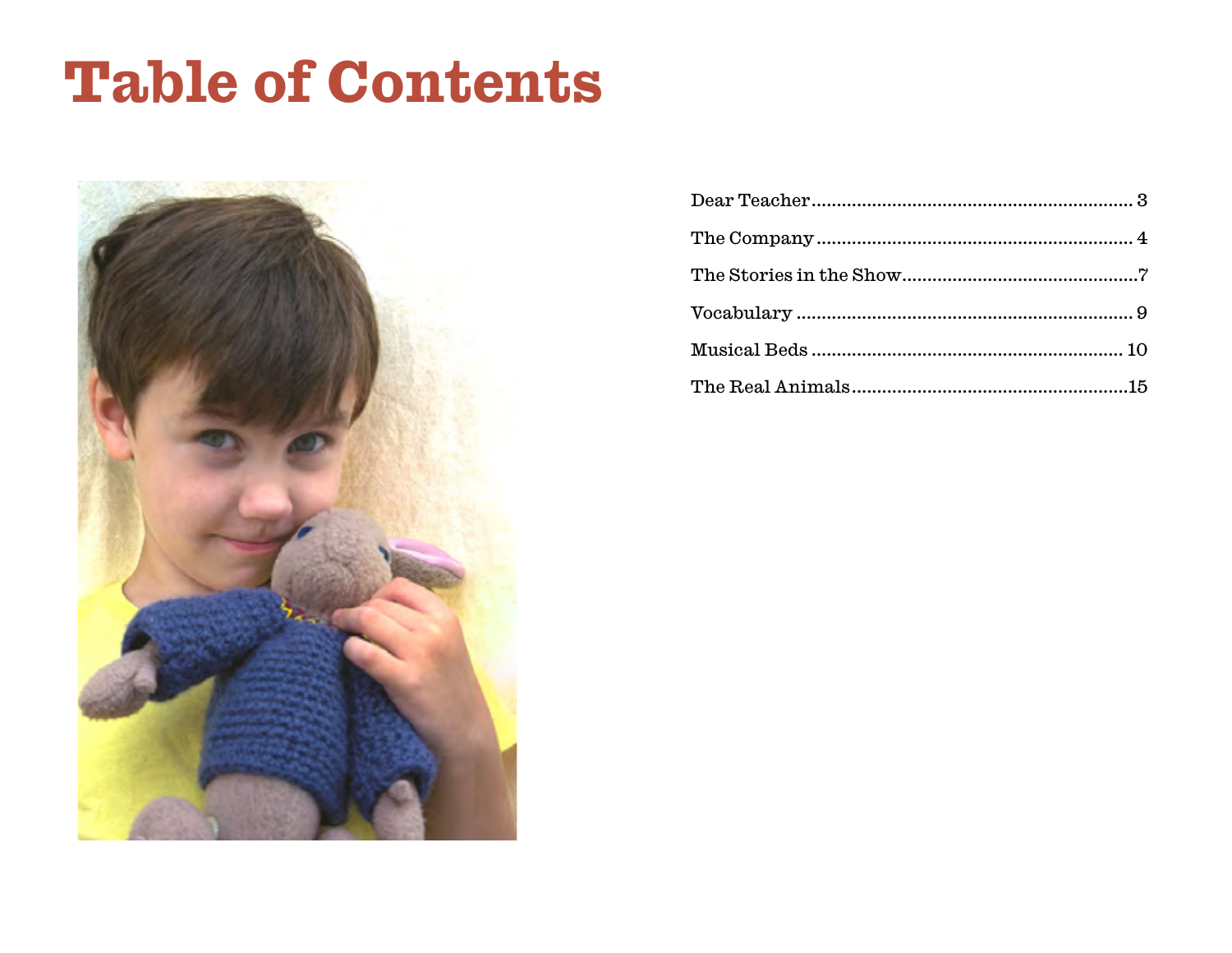# Table of Contents

| | |
|---|---|
| Dear Teacher | 3 |
| The Company | 4 |
| The Stories in the Show | 7 |
| Vocabulary | 9 |
| Musical Beds | 10 |
| The Real Animals | 15 |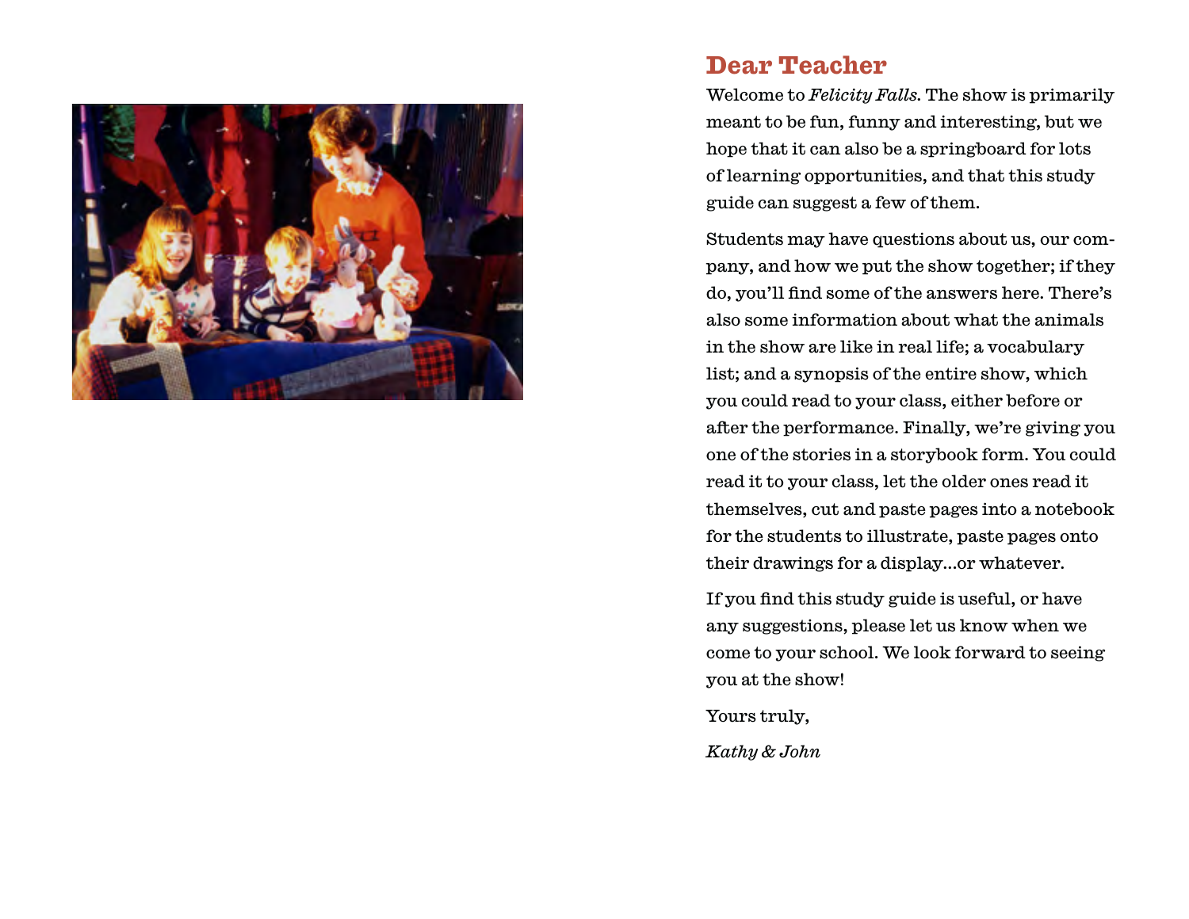## Dear Teacher

Welcome to *Felicity Falls*. The show is primarily meant to be fun, funny and interesting, but we hope that it can also be a springboard for lots of learning opportunities, and that this study guide can suggest a few of them.

Students may have questions about us, our company, and how we put the show together; if they do, you'll find some of the answers here. There's also some information about what the animals in the show are like in real life; a vocabulary list; and a synopsis of the entire show, which you could read to your class, either before or after the performance. Finally, we're giving you one of the stories in a storybook form. You could read it to your class, let the older ones read it themselves, cut and paste pages into a notebook for the students to illustrate, paste pages onto their drawings for a display...or whatever.

If you find this study guide is useful, or have any suggestions, please let us know when we come to your school. We look forward to seeing you at the show!

Yours truly,

*Kathy & John*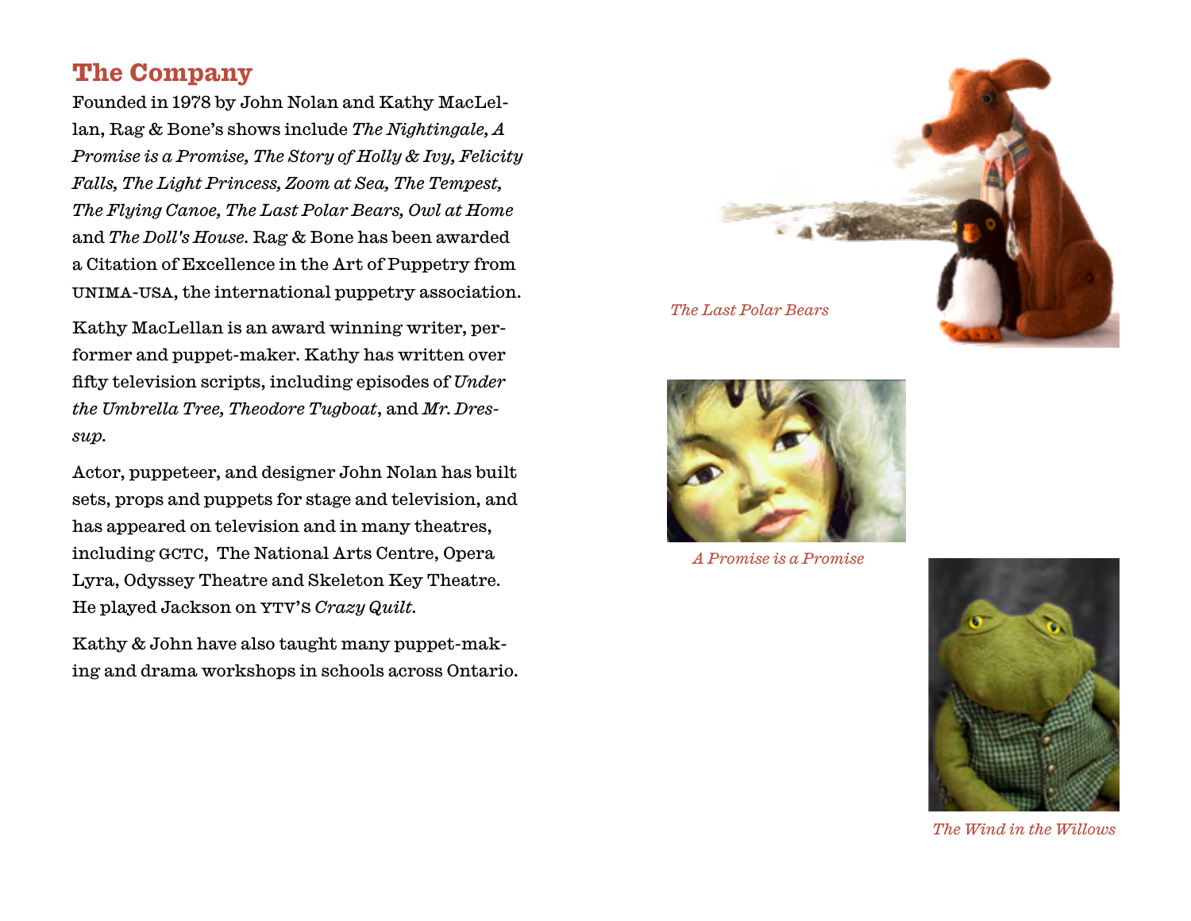## The Company

Founded in 1978 by John Nolan and Kathy MacLellan, Rag & Bone's shows include *The Nightingale, A Promise is a Promise, The Story of Holly & Ivy, Felicity Falls, The Light Princess, Zoom at Sea, The Tempest, The Flying Canoe, The Last Polar Bears, Owl at Home* and *The Doll's House*. Rag & Bone has been awarded a Citation of Excellence in the Art of Puppetry from UNIMA-USA, the international puppetry association.

Kathy MacLellan is an award winning writer, performer and puppet-maker. Kathy has written over fifty television scripts, including episodes of *Under the Umbrella Tree, Theodore Tugboat*, and *Mr. Dressup*.

Actor, puppeteer, and designer John Nolan has built sets, props and puppets for stage and television, and has appeared on television and in many theatres, including GCTC, The National Arts Centre, Opera Lyra, Odyssey Theatre and Skeleton Key Theatre. He played Jackson on YTV'S *Crazy Quilt*.

Kathy & John have also taught many puppet-making and drama workshops in schools across Ontario.

*The Last Polar Bears*

*A Promise is a Promise*

*The Wind in the Willows*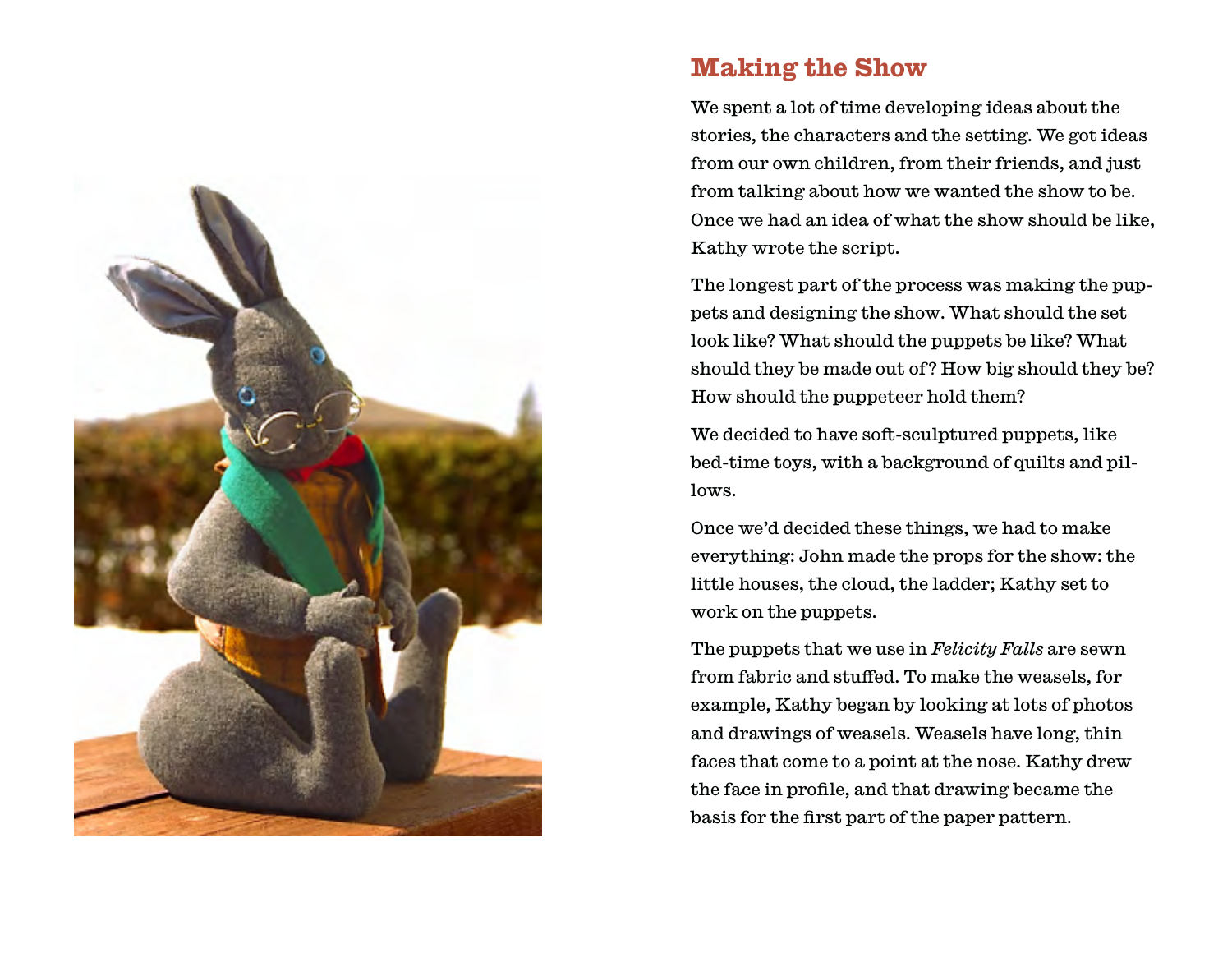## Making the Show

We spent a lot of time developing ideas about the stories, the characters and the setting. We got ideas from our own children, from their friends, and just from talking about how we wanted the show to be. Once we had an idea of what the show should be like, Kathy wrote the script.

The longest part of the process was making the puppets and designing the show. What should the set look like? What should the puppets be like? What should they be made out of? How big should they be? How should the puppeteer hold them?

We decided to have soft-sculptured puppets, like bed-time toys, with a background of quilts and pillows.

Once we'd decided these things, we had to make everything: John made the props for the show: the little houses, the cloud, the ladder; Kathy set to work on the puppets.

The puppets that we use in *Felicity Falls* are sewn from fabric and stuffed. To make the weasels, for example, Kathy began by looking at lots of photos and drawings of weasels. Weasels have long, thin faces that come to a point at the nose. Kathy drew the face in profile, and that drawing became the basis for the first part of the paper pattern.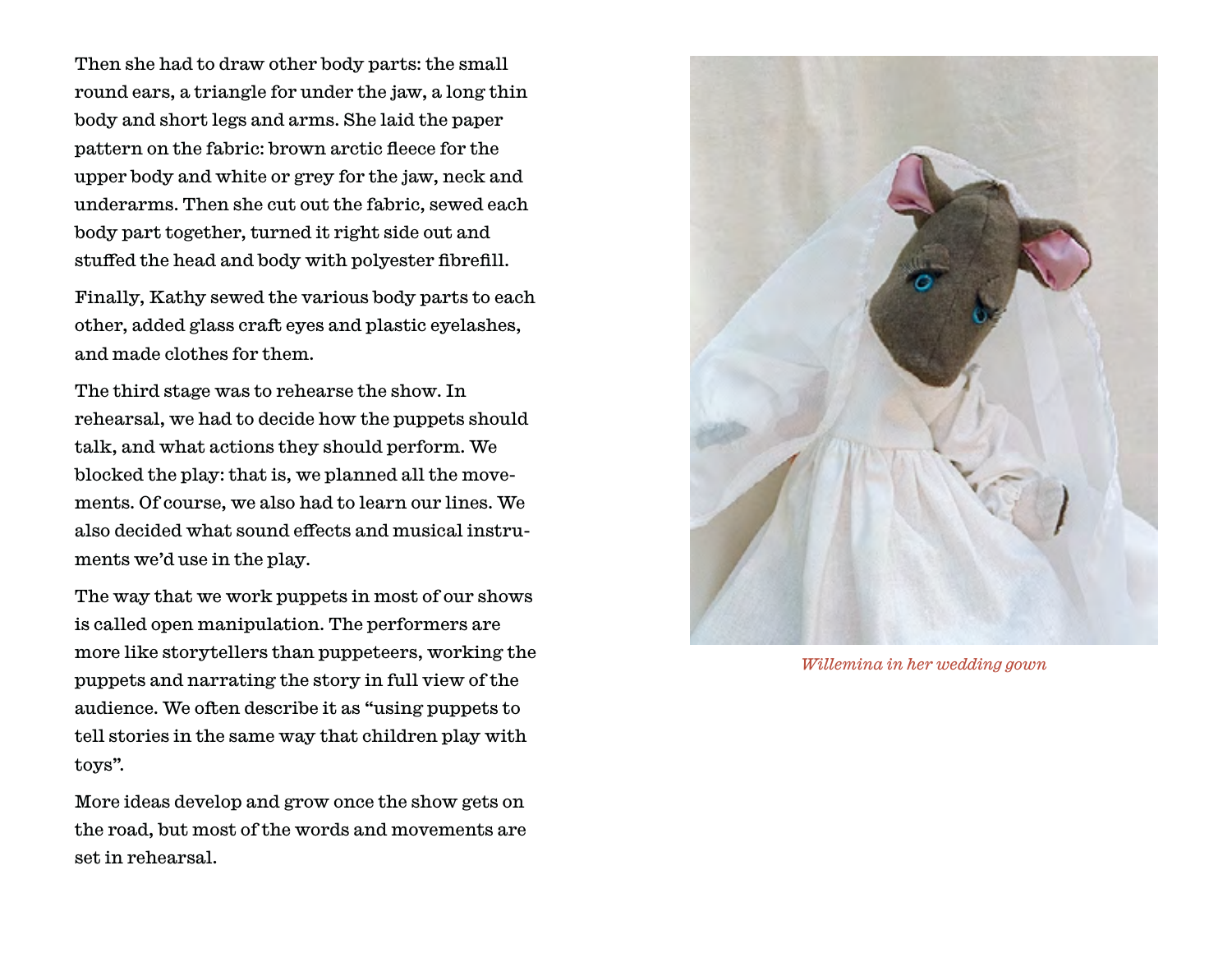Then she had to draw other body parts: the small round ears, a triangle for under the jaw, a long thin body and short legs and arms. She laid the paper pattern on the fabric: brown arctic fleece for the upper body and white or grey for the jaw, neck and underarms. Then she cut out the fabric, sewed each body part together, turned it right side out and stuffed the head and body with polyester fibrefill.

Finally, Kathy sewed the various body parts to each other, added glass craft eyes and plastic eyelashes, and made clothes for them.

The third stage was to rehearse the show. In rehearsal, we had to decide how the puppets should talk, and what actions they should perform. We blocked the play: that is, we planned all the movements. Of course, we also had to learn our lines. We also decided what sound effects and musical instruments we'd use in the play.

The way that we work puppets in most of our shows is called open manipulation. The performers are more like storytellers than puppeteers, working the puppets and narrating the story in full view of the audience. We often describe it as "using puppets to tell stories in the same way that children play with toys".

More ideas develop and grow once the show gets on the road, but most of the words and movements are set in rehearsal.

*Willemina in her wedding gown*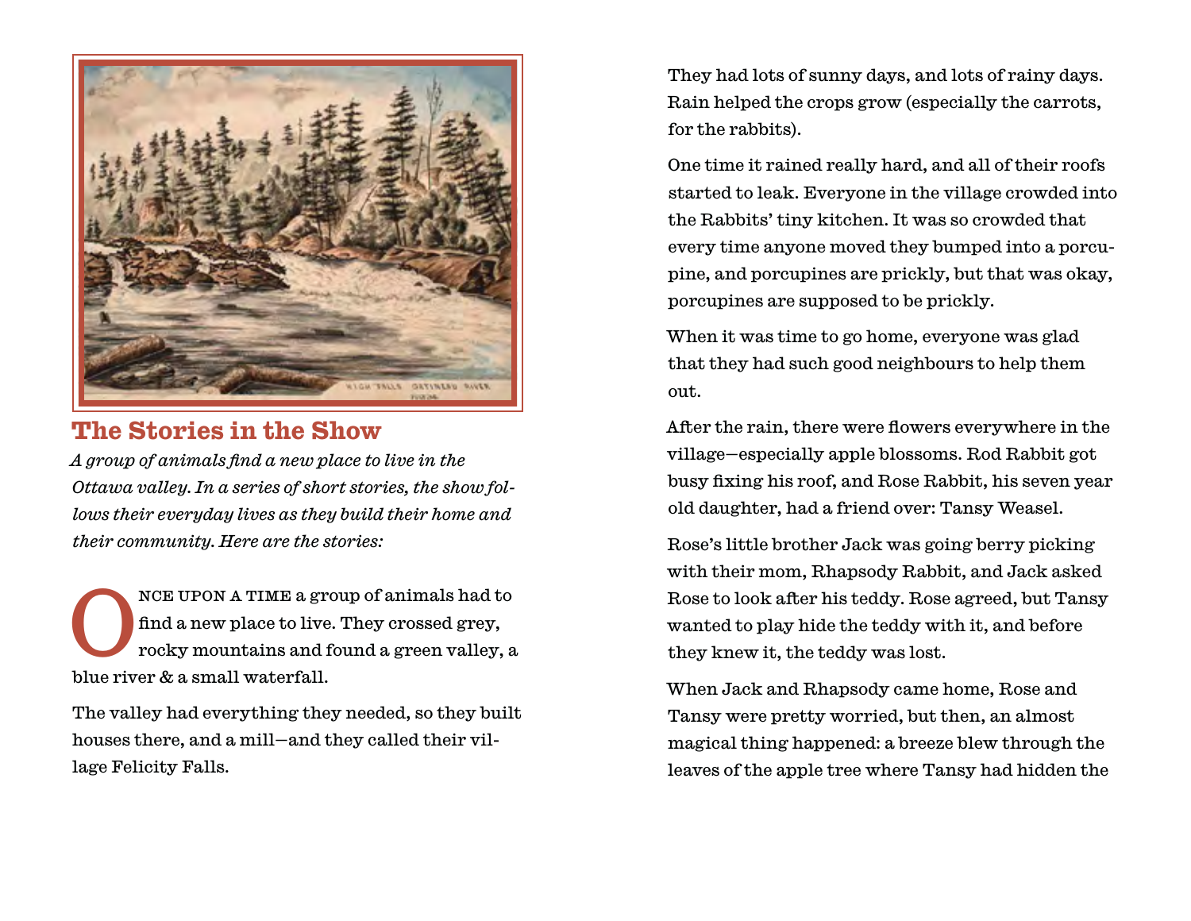## The Stories in the Show

*A group of animals find a new place to live in the Ottawa valley. In a series of short stories, the show follows their everyday lives as they build their home and their community. Here are the stories:*

ONCE UPON A TIME a group of animals had to find a new place to live. They crossed grey, rocky mountains and found a green valley, a blue river & a small waterfall.

The valley had everything they needed, so they built houses there, and a mill—and they called their village Felicity Falls.

They had lots of sunny days, and lots of rainy days. Rain helped the crops grow (especially the carrots, for the rabbits).

One time it rained really hard, and all of their roofs started to leak. Everyone in the village crowded into the Rabbits' tiny kitchen. It was so crowded that every time anyone moved they bumped into a porcupine, and porcupines are prickly, but that was okay, porcupines are supposed to be prickly.

When it was time to go home, everyone was glad that they had such good neighbours to help them out.

After the rain, there were flowers everywhere in the village—especially apple blossoms. Rod Rabbit got busy fixing his roof, and Rose Rabbit, his seven year old daughter, had a friend over: Tansy Weasel.

Rose's little brother Jack was going berry picking with their mom, Rhapsody Rabbit, and Jack asked Rose to look after his teddy. Rose agreed, but Tansy wanted to play hide the teddy with it, and before they knew it, the teddy was lost.

When Jack and Rhapsody came home, Rose and Tansy were pretty worried, but then, an almost magical thing happened: a breeze blew through the leaves of the apple tree where Tansy had hidden the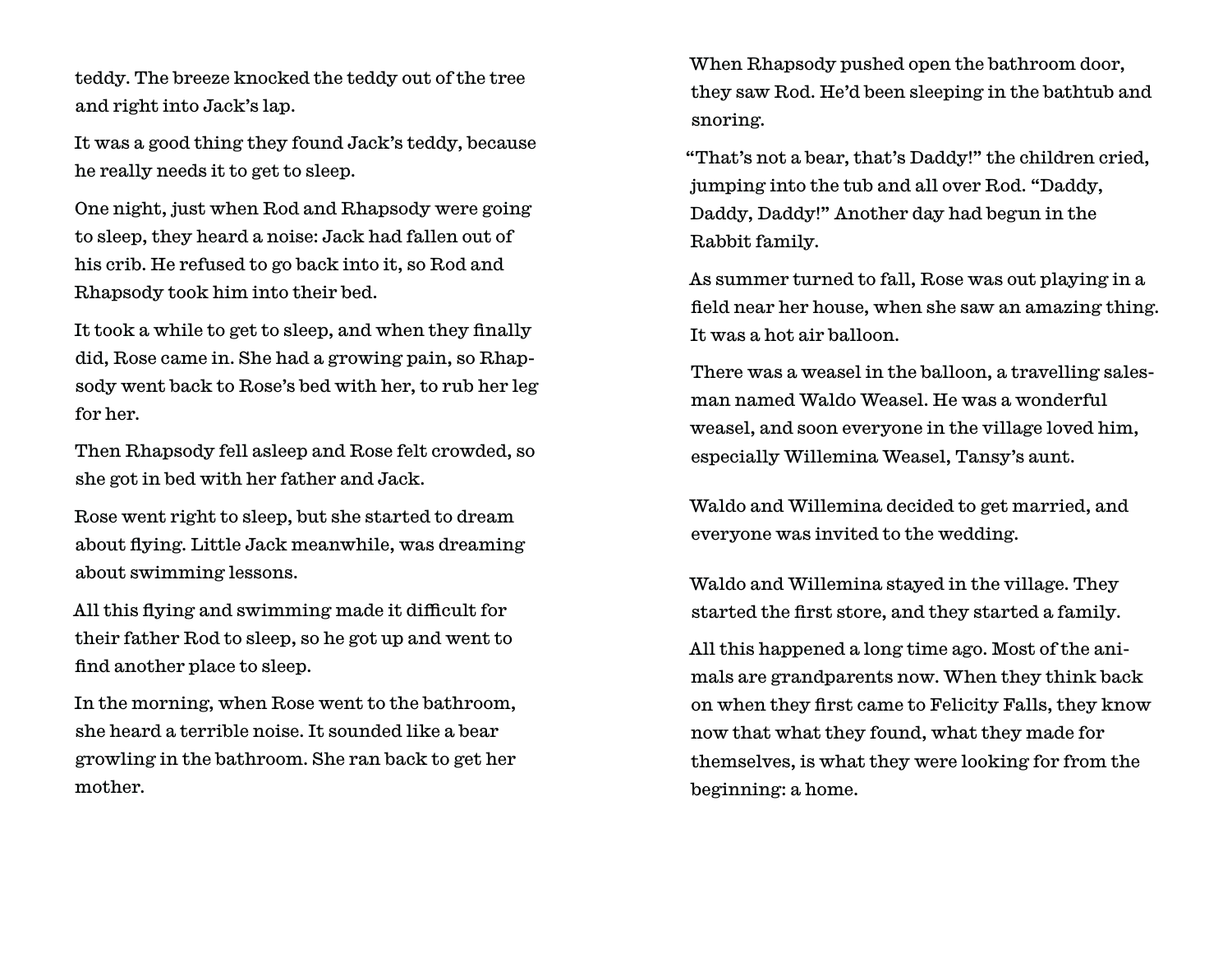teddy. The breeze knocked the teddy out of the tree and right into Jack's lap.

It was a good thing they found Jack's teddy, because he really needs it to get to sleep.

One night, just when Rod and Rhapsody were going to sleep, they heard a noise: Jack had fallen out of his crib. He refused to go back into it, so Rod and Rhapsody took him into their bed.

It took a while to get to sleep, and when they finally did, Rose came in. She had a growing pain, so Rhapsody went back to Rose's bed with her, to rub her leg for her.

Then Rhapsody fell asleep and Rose felt crowded, so she got in bed with her father and Jack.

Rose went right to sleep, but she started to dream about flying. Little Jack meanwhile, was dreaming about swimming lessons.

All this flying and swimming made it difficult for their father Rod to sleep, so he got up and went to find another place to sleep.

In the morning, when Rose went to the bathroom, she heard a terrible noise. It sounded like a bear growling in the bathroom. She ran back to get her mother.

When Rhapsody pushed open the bathroom door, they saw Rod. He'd been sleeping in the bathtub and snoring.

"That's not a bear, that's Daddy!" the children cried, jumping into the tub and all over Rod. "Daddy, Daddy, Daddy!" Another day had begun in the Rabbit family.

As summer turned to fall, Rose was out playing in a field near her house, when she saw an amazing thing. It was a hot air balloon.

There was a weasel in the balloon, a travelling salesman named Waldo Weasel. He was a wonderful weasel, and soon everyone in the village loved him, especially Willemina Weasel, Tansy's aunt.

Waldo and Willemina decided to get married, and everyone was invited to the wedding.

Waldo and Willemina stayed in the village. They started the first store, and they started a family.

All this happened a long time ago. Most of the animals are grandparents now. When they think back on when they first came to Felicity Falls, they know now that what they found, what they made for themselves, is what they were looking for from the beginning: a home.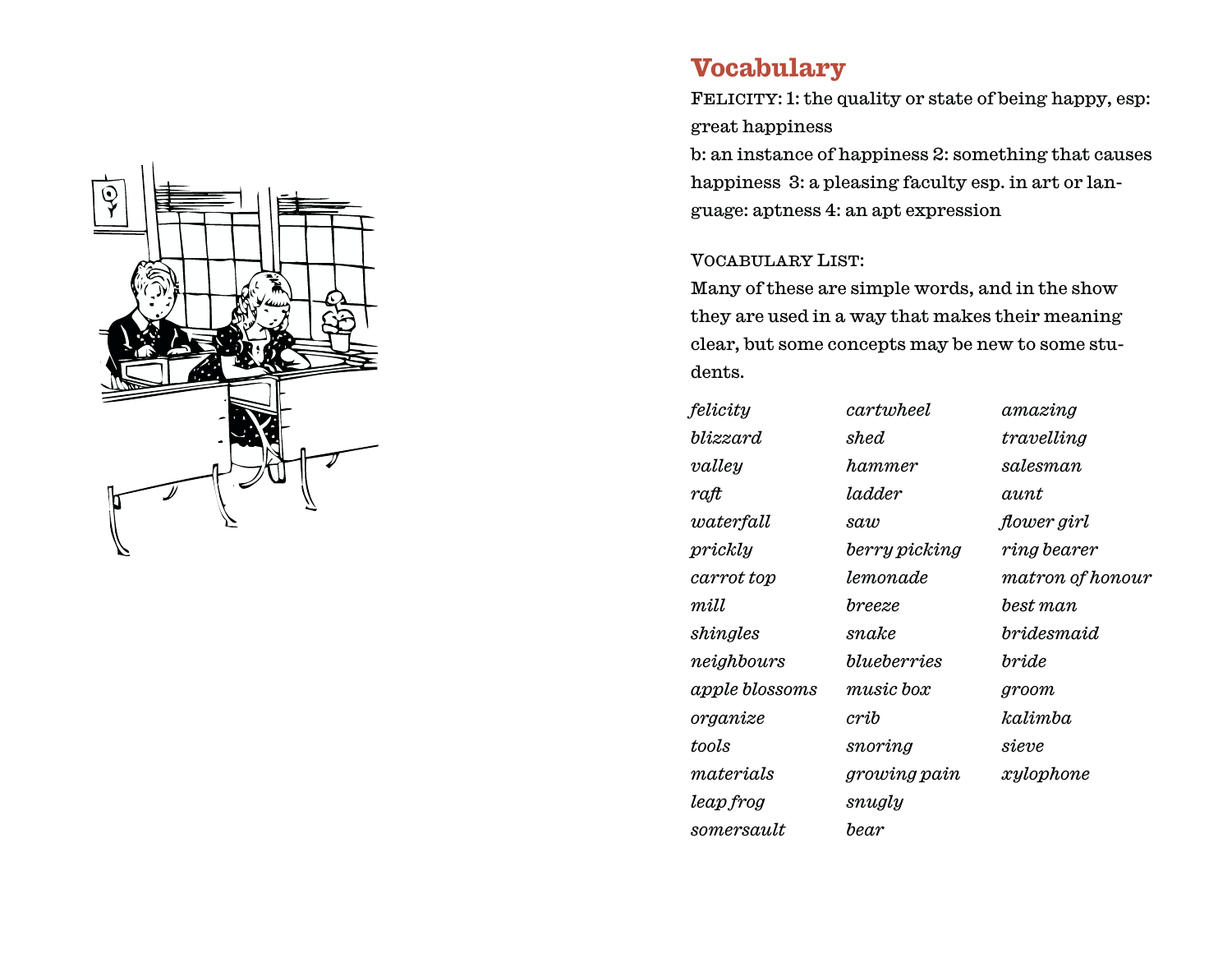## Vocabulary

FELICITY: 1: the quality or state of being happy, esp: great happiness
b: an instance of happiness 2: something that causes happiness 3: a pleasing faculty esp. in art or language: aptness 4: an apt expression

VOCABULARY LIST:

Many of these are simple words, and in the show they are used in a way that makes their meaning clear, but some concepts may be new to some students.

*felicity*
*blizzard*
*valley*
*raft*
*waterfall*
*prickly*
*carrot top*
*mill*
*shingles*
*neighbours*
*apple blossoms*
*organize*
*tools*
*materials*
*leap frog*
*somersault*
*cartwheel*
*shed*
*hammer*
*ladder*
*saw*
*berry picking*
*lemonade*
*breeze*
*snake*
*blueberries*
*music box*
*crib*
*snoring*
*growing pain*
*snugly*
*bear*
*amazing*
*travelling*
*salesman*
*aunt*
*flower girl*
*ring bearer*
*matron of honour*
*best man*
*bridesmaid*
*bride*
*groom*
*kalimba*
*sieve*
*xylophone*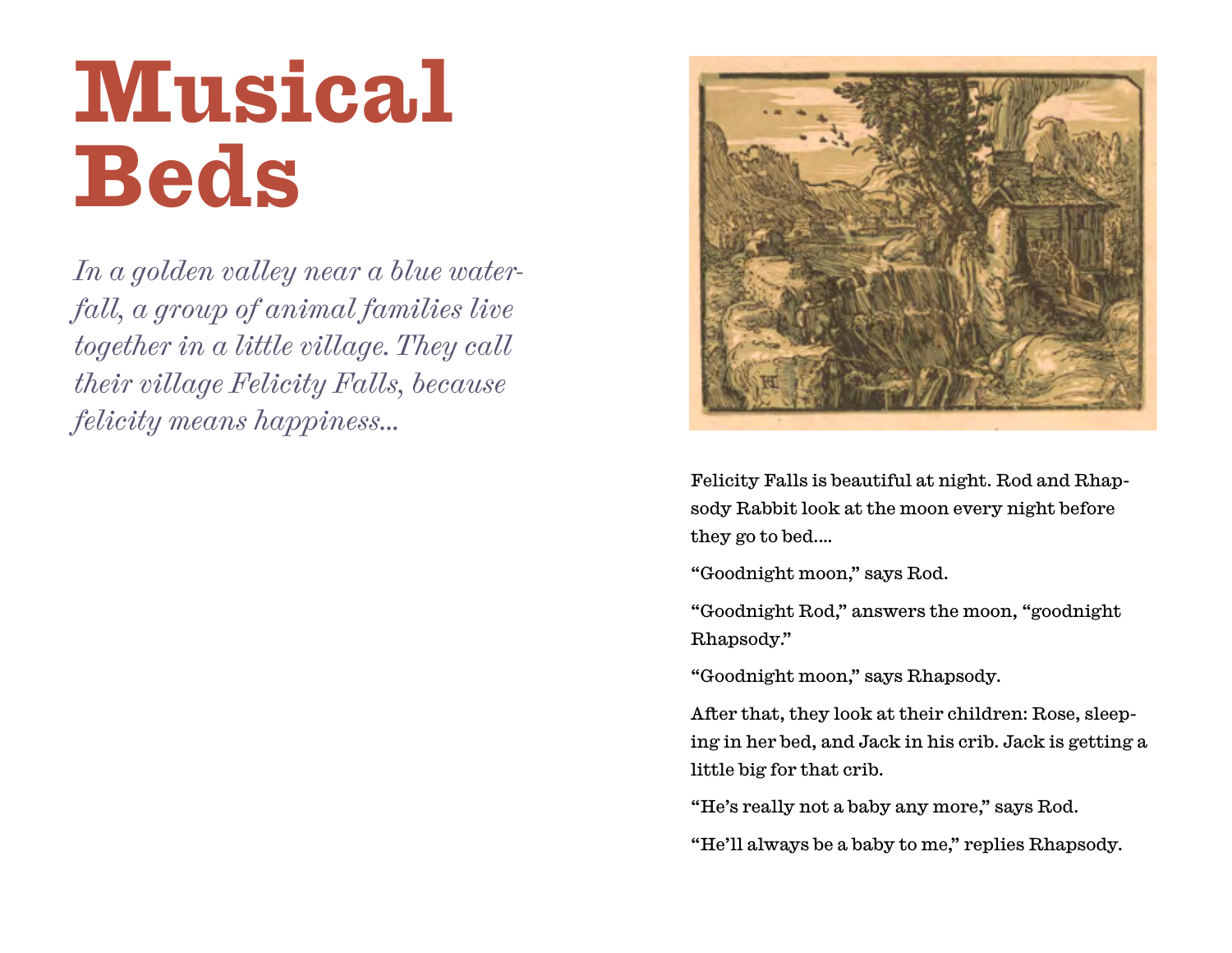# Musical Beds

*In a golden valley near a blue waterfall, a group of animal families live together in a little village. They call their village Felicity Falls, because felicity means happiness...*

Felicity Falls is beautiful at night. Rod and Rhapsody Rabbit look at the moon every night before they go to bed....

"Goodnight moon," says Rod.

"Goodnight Rod," answers the moon, "goodnight Rhapsody."

"Goodnight moon," says Rhapsody.

After that, they look at their children: Rose, sleeping in her bed, and Jack in his crib. Jack is getting a little big for that crib.

"He's really not a baby any more," says Rod.

"He'll always be a baby to me," replies Rhapsody.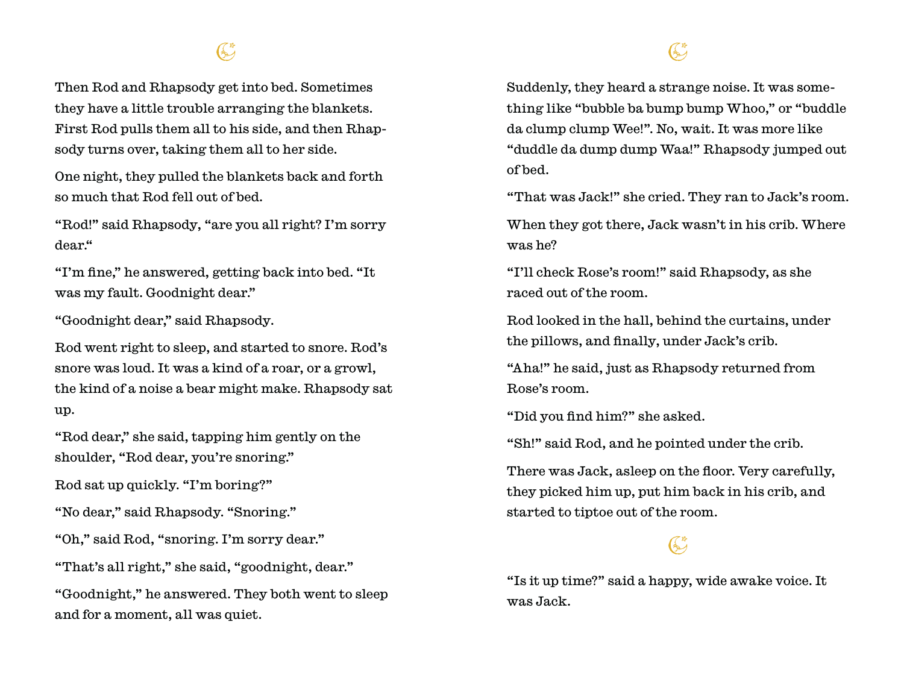Then Rod and Rhapsody get into bed. Sometimes they have a little trouble arranging the blankets. First Rod pulls them all to his side, and then Rhapsody turns over, taking them all to her side.

One night, they pulled the blankets back and forth so much that Rod fell out of bed.

"Rod!" said Rhapsody, "are you all right? I'm sorry dear."

"I'm fine," he answered, getting back into bed. "It was my fault. Goodnight dear."

"Goodnight dear," said Rhapsody.

Rod went right to sleep, and started to snore. Rod's snore was loud. It was a kind of a roar, or a growl, the kind of a noise a bear might make. Rhapsody sat up.

"Rod dear," she said, tapping him gently on the shoulder, "Rod dear, you're snoring."

Rod sat up quickly. "I'm boring?"

"No dear," said Rhapsody. "Snoring."

"Oh," said Rod, "snoring. I'm sorry dear."

"That's all right," she said, "goodnight, dear."

"Goodnight," he answered. They both went to sleep and for a moment, all was quiet.

Suddenly, they heard a strange noise. It was something like "bubble ba bump bump Whoo," or "buddle da clump clump Wee!". No, wait. It was more like "duddle da dump dump Waa!" Rhapsody jumped out of bed.

"That was Jack!" she cried. They ran to Jack's room.

When they got there, Jack wasn't in his crib. Where was he?

"I'll check Rose's room!" said Rhapsody, as she raced out of the room.

Rod looked in the hall, behind the curtains, under the pillows, and finally, under Jack's crib.

"Aha!" he said, just as Rhapsody returned from Rose's room.

"Did you find him?" she asked.

"Sh!" said Rod, and he pointed under the crib.

There was Jack, asleep on the floor. Very carefully, they picked him up, put him back in his crib, and started to tiptoe out of the room.

"Is it up time?" said a happy, wide awake voice. It was Jack.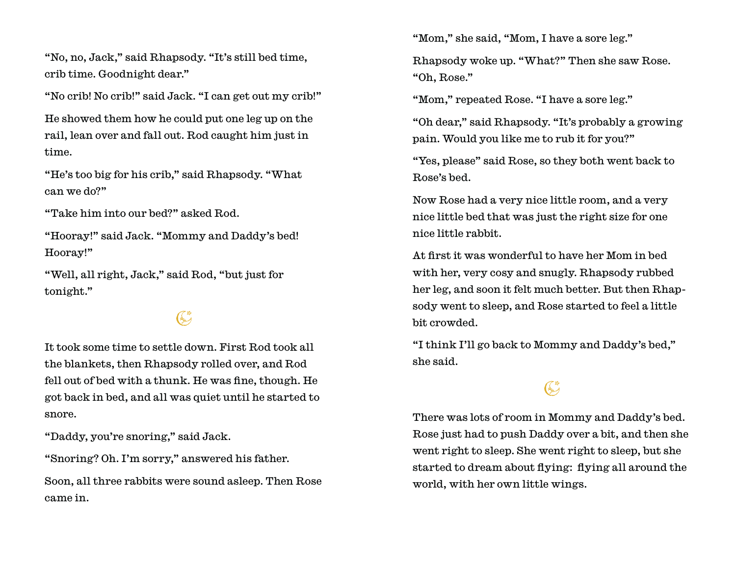"No, no, Jack," said Rhapsody. "It's still bed time, crib time. Goodnight dear."

"No crib! No crib!" said Jack. "I can get out my crib!"

He showed them how he could put one leg up on the rail, lean over and fall out. Rod caught him just in time.

"He's too big for his crib," said Rhapsody. "What can we do?"

"Take him into our bed?" asked Rod.

"Hooray!" said Jack. "Mommy and Daddy's bed! Hooray!"

"Well, all right, Jack," said Rod, "but just for tonight."

It took some time to settle down. First Rod took all the blankets, then Rhapsody rolled over, and Rod fell out of bed with a thunk. He was fine, though. He got back in bed, and all was quiet until he started to snore.

"Daddy, you're snoring," said Jack.

"Snoring? Oh. I'm sorry," answered his father.

Soon, all three rabbits were sound asleep. Then Rose came in.

"Mom," she said, "Mom, I have a sore leg."

Rhapsody woke up. "What?" Then she saw Rose. "Oh, Rose."

"Mom," repeated Rose. "I have a sore leg."

"Oh dear," said Rhapsody. "It's probably a growing pain. Would you like me to rub it for you?"

"Yes, please" said Rose, so they both went back to Rose's bed.

Now Rose had a very nice little room, and a very nice little bed that was just the right size for one nice little rabbit.

At first it was wonderful to have her Mom in bed with her, very cosy and snugly. Rhapsody rubbed her leg, and soon it felt much better. But then Rhapsody went to sleep, and Rose started to feel a little bit crowded.

"I think I'll go back to Mommy and Daddy's bed," she said.

There was lots of room in Mommy and Daddy's bed. Rose just had to push Daddy over a bit, and then she went right to sleep. She went right to sleep, but she started to dream about flying: flying all around the world, with her own little wings.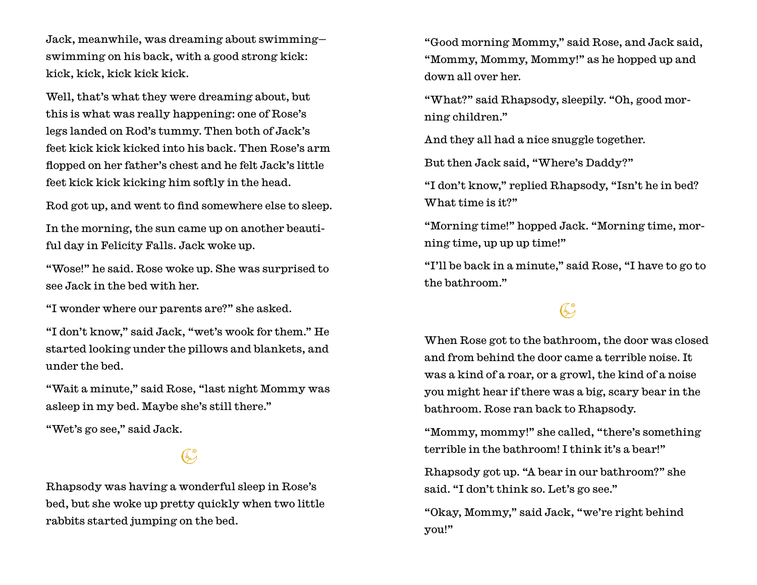Jack, meanwhile, was dreaming about swimming—swimming on his back, with a good strong kick: kick, kick, kick kick kick.

Well, that's what they were dreaming about, but this is what was really happening: one of Rose's legs landed on Rod's tummy. Then both of Jack's feet kick kick kicked into his back. Then Rose's arm flopped on her father's chest and he felt Jack's little feet kick kick kicking him softly in the head.

Rod got up, and went to find somewhere else to sleep.

In the morning, the sun came up on another beautiful day in Felicity Falls. Jack woke up.

"Wose!" he said. Rose woke up. She was surprised to see Jack in the bed with her.

"I wonder where our parents are?" she asked.

"I don't know," said Jack, "wet's wook for them." He started looking under the pillows and blankets, and under the bed.

"Wait a minute," said Rose, "last night Mommy was asleep in my bed. Maybe she's still there."

"Wet's go see," said Jack.

Rhapsody was having a wonderful sleep in Rose's bed, but she woke up pretty quickly when two little rabbits started jumping on the bed.

"Good morning Mommy," said Rose, and Jack said, "Mommy, Mommy, Mommy!" as he hopped up and down all over her.

"What?" said Rhapsody, sleepily. "Oh, good morning children."

And they all had a nice snuggle together.

But then Jack said, "Where's Daddy?"

"I don't know," replied Rhapsody, "Isn't he in bed? What time is it?"

"Morning time!" hopped Jack. "Morning time, morning time, up up up time!"

"I'll be back in a minute," said Rose, "I have to go to the bathroom."

When Rose got to the bathroom, the door was closed and from behind the door came a terrible noise. It was a kind of a roar, or a growl, the kind of a noise you might hear if there was a big, scary bear in the bathroom. Rose ran back to Rhapsody.

"Mommy, mommy!" she called, "there's something terrible in the bathroom! I think it's a bear!"

Rhapsody got up. "A bear in our bathroom?" she said. "I don't think so. Let's go see."

"Okay, Mommy," said Jack, "we're right behind you!"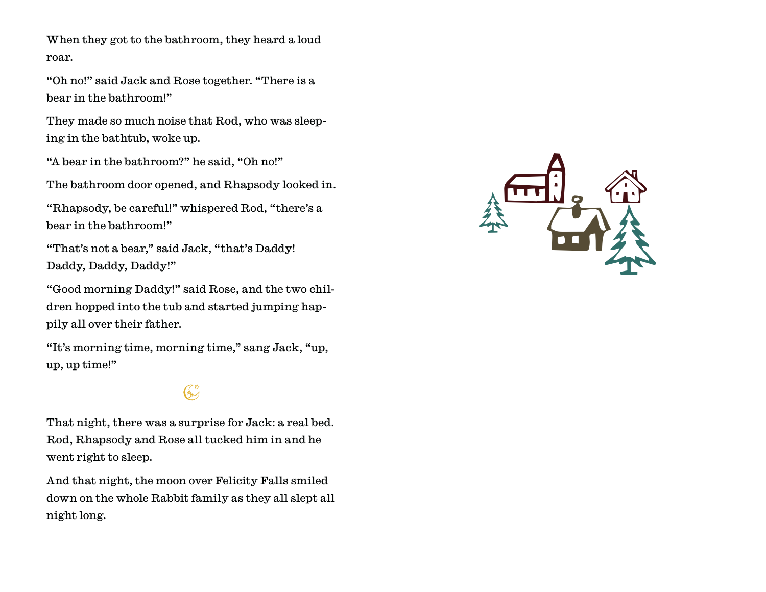When they got to the bathroom, they heard a loud roar.

“Oh no!” said Jack and Rose together. “There is a bear in the bathroom!”

They made so much noise that Rod, who was sleeping in the bathtub, woke up.

“A bear in the bathroom?” he said, “Oh no!”

The bathroom door opened, and Rhapsody looked in.

“Rhapsody, be careful!” whispered Rod, “there’s a bear in the bathroom!”

“That’s not a bear,” said Jack, “that’s Daddy! Daddy, Daddy, Daddy!”

“Good morning Daddy!” said Rose, and the two children hopped into the tub and started jumping happily all over their father.

“It’s morning time, morning time,” sang Jack, “up, up, up time!”

That night, there was a surprise for Jack: a real bed. Rod, Rhapsody and Rose all tucked him in and he went right to sleep.

And that night, the moon over Felicity Falls smiled down on the whole Rabbit family as they all slept all night long.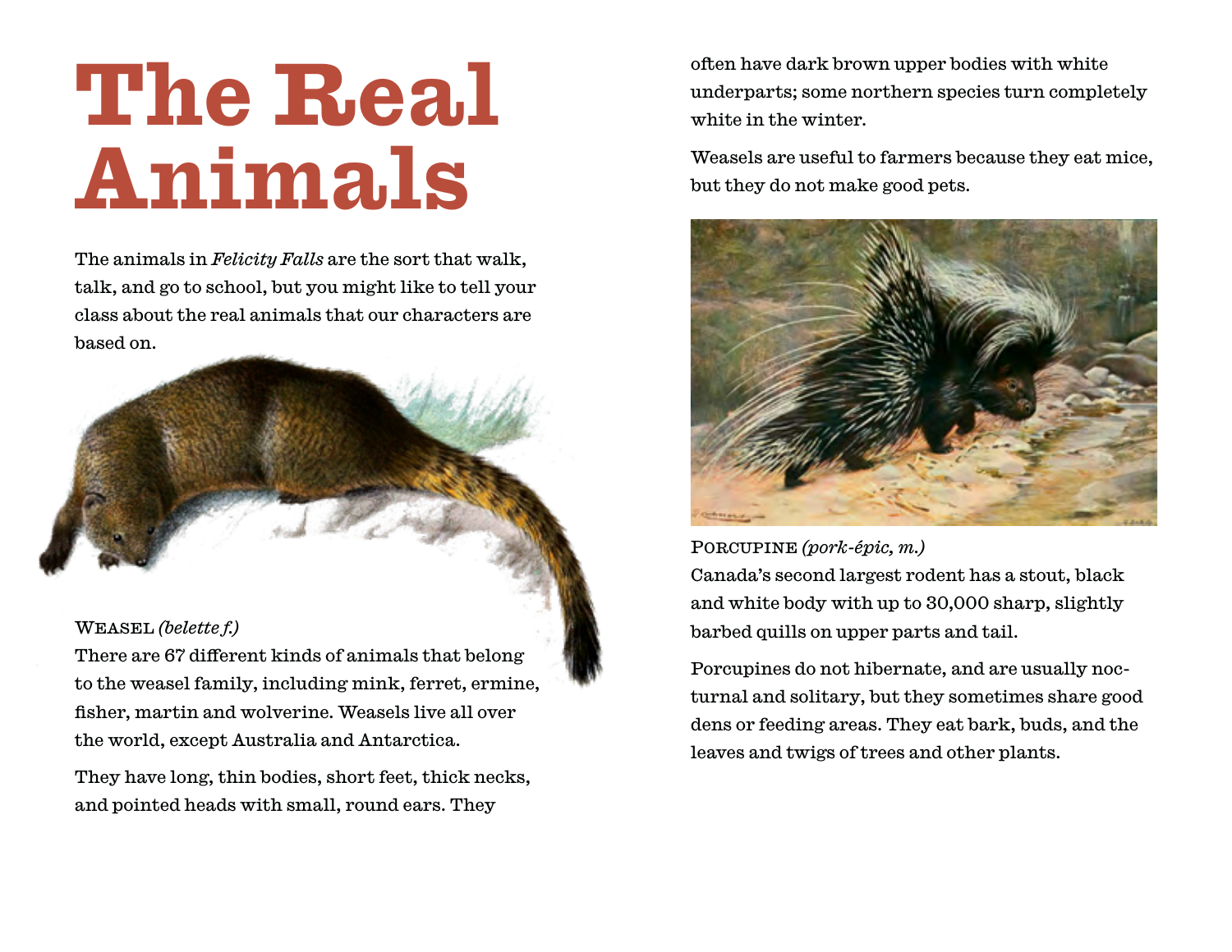# The Real Animals

The animals in *Felicity Falls* are the sort that walk, talk, and go to school, but you might like to tell your class about the real animals that our characters are based on.

WEASEL *(belette f.)*
There are 67 different kinds of animals that belong to the weasel family, including mink, ferret, ermine, fisher, martin and wolverine. Weasels live all over the world, except Australia and Antarctica.

They have long, thin bodies, short feet, thick necks, and pointed heads with small, round ears. They often have dark brown upper bodies with white underparts; some northern species turn completely white in the winter.

Weasels are useful to farmers because they eat mice, but they do not make good pets.

PORCUPINE *(pork-épic, m.)*
Canada's second largest rodent has a stout, black and white body with up to 30,000 sharp, slightly barbed quills on upper parts and tail.

Porcupines do not hibernate, and are usually nocturnal and solitary, but they sometimes share good dens or feeding areas. They eat bark, buds, and the leaves and twigs of trees and other plants.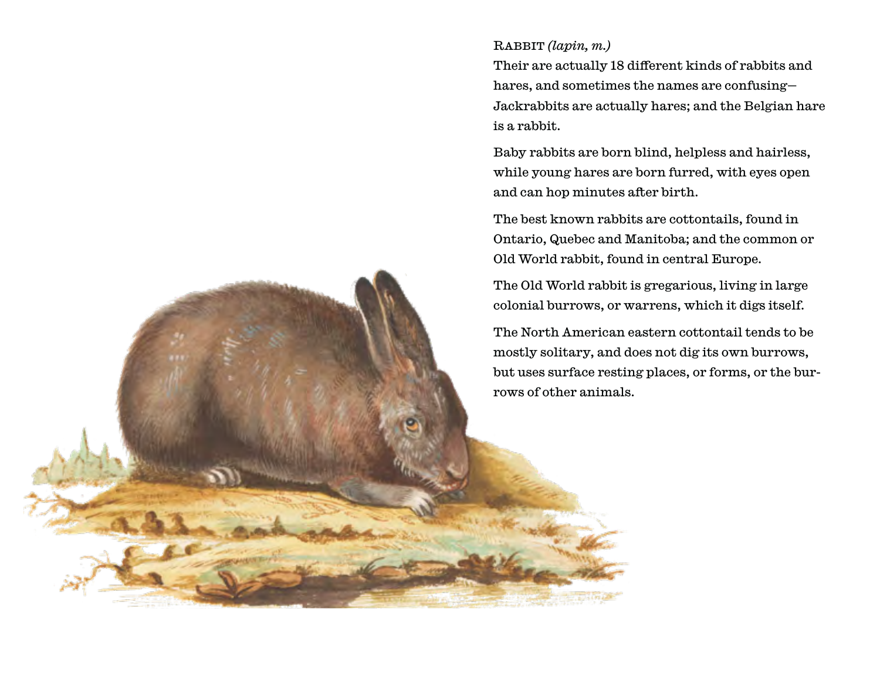Rabbit *(lapin, m.)*

Their are actually 18 different kinds of rabbits and hares, and sometimes the names are confusing— Jackrabbits are actually hares; and the Belgian hare is a rabbit.

Baby rabbits are born blind, helpless and hairless, while young hares are born furred, with eyes open and can hop minutes after birth.

The best known rabbits are cottontails, found in Ontario, Quebec and Manitoba; and the common or Old World rabbit, found in central Europe.

The Old World rabbit is gregarious, living in large colonial burrows, or warrens, which it digs itself.

The North American eastern cottontail tends to be mostly solitary, and does not dig its own burrows, but uses surface resting places, or forms, or the burrows of other animals.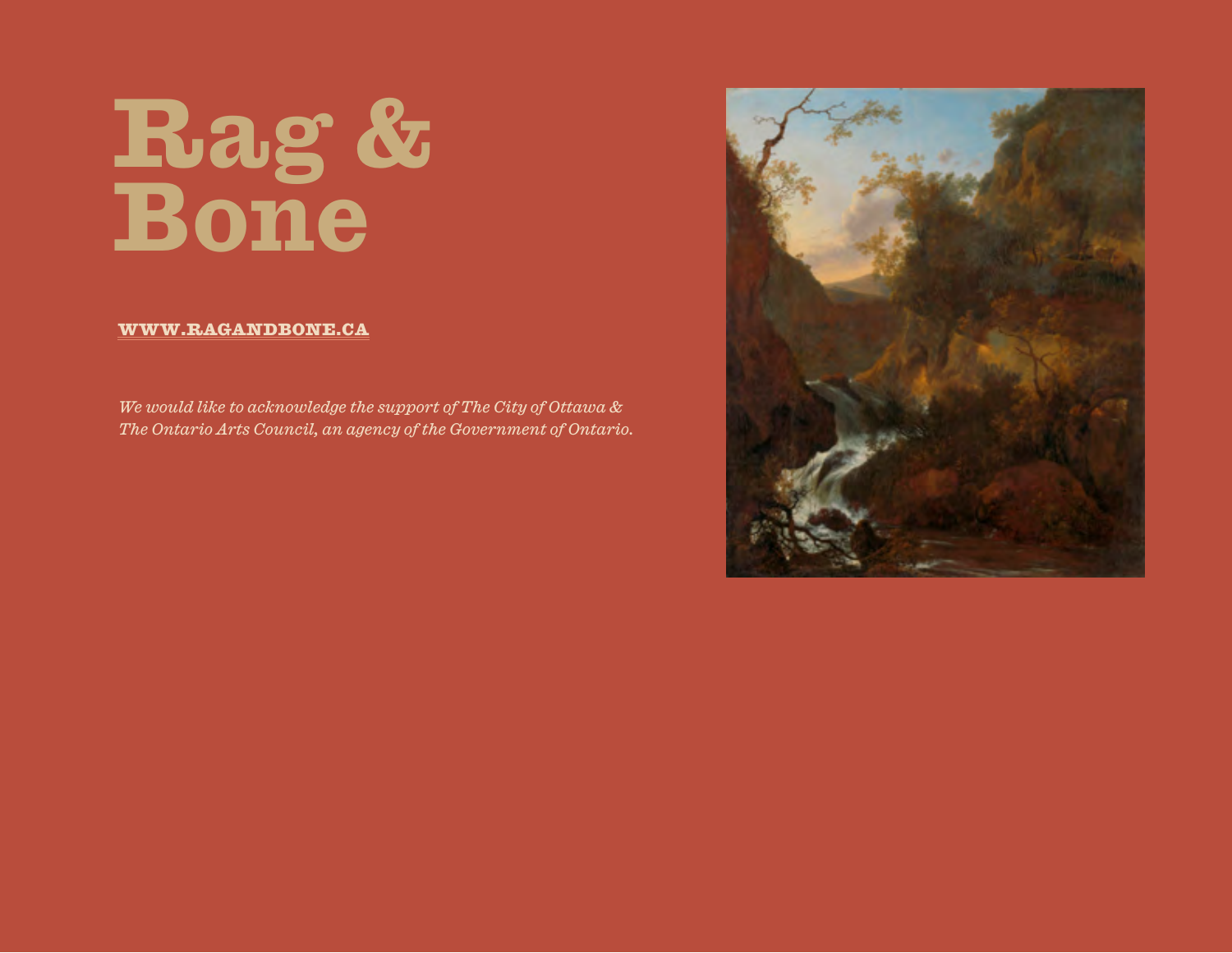# Rag & Bone

WWW.RAGANDBONE.CA

*We would like to acknowledge the support of The City of Ottawa & The Ontario Arts Council, an agency of the Government of Ontario.*